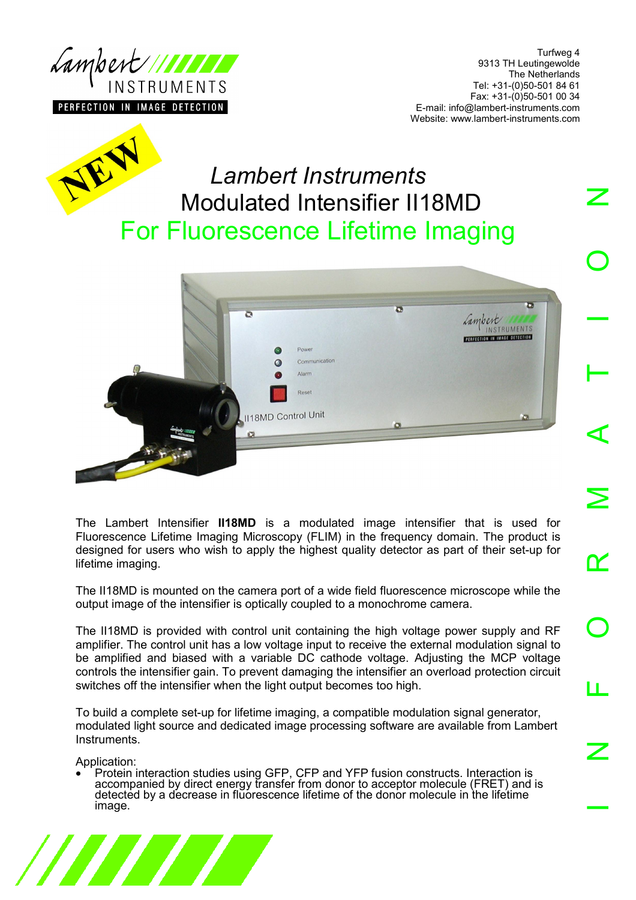Lambert INSTRUMENTS
PERFECTION IN IMAGE DETECTION

Turfweg 4
9313 TH Leutingewolde
The Netherlands
Tel: +31-(0)50-501 84 61
Fax: +31-(0)50-501 00 34
E-mail: info@lambert-instruments.com
Website: www.lambert-instruments.com

NEW

# *Lambert Instruments*
# Modulated Intensifier II18MD
## For Fluorescence Lifetime Imaging

The Lambert Intensifier **II18MD** is a modulated image intensifier that is used for Fluorescence Lifetime Imaging Microscopy (FLIM) in the frequency domain. The product is designed for users who wish to apply the highest quality detector as part of their set-up for lifetime imaging.

The II18MD is mounted on the camera port of a wide field fluorescence microscope while the output image of the intensifier is optically coupled to a monochrome camera.

The II18MD is provided with control unit containing the high voltage power supply and RF amplifier. The control unit has a low voltage input to receive the external modulation signal to be amplified and biased with a variable DC cathode voltage. Adjusting the MCP voltage controls the intensifier gain. To prevent damaging the intensifier an overload protection circuit switches off the intensifier when the light output becomes too high.

To build a complete set-up for lifetime imaging, a compatible modulation signal generator, modulated light source and dedicated image processing software are available from Lambert Instruments.

Application:

- Protein interaction studies using GFP, CFP and YFP fusion constructs. Interaction is accompanied by direct energy transfer from donor to acceptor molecule (FRET) and is detected by a decrease in fluorescence lifetime of the donor molecule in the lifetime image.

INFORMATION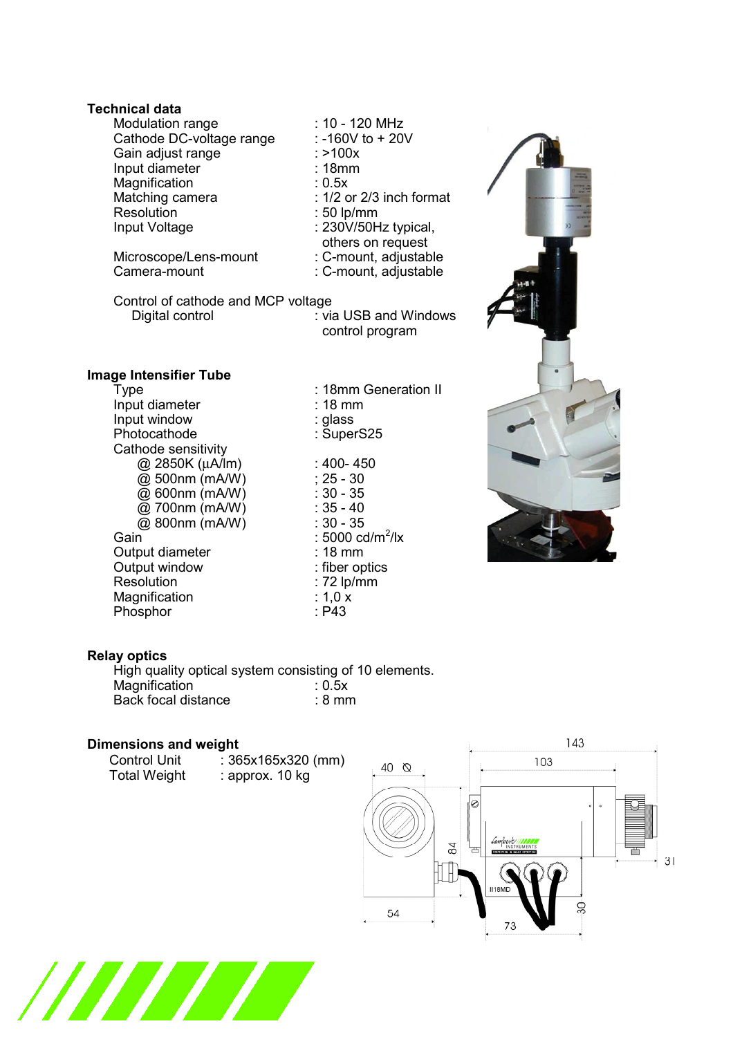## Technical data

| | |
|---|---|
| Modulation range | : 10 - 120 MHz |
| Cathode DC-voltage range | : -160V to + 20V |
| Gain adjust range | : >100x |
| Input diameter | : 18mm |
| Magnification | : 0.5x |
| Matching camera | : 1/2 or 2/3 inch format |
| Resolution | : 50 lp/mm |
| Input Voltage | : 230V/50Hz typical, others on request |
| Microscope/Lens-mount | : C-mount, adjustable |
| Camera-mount | : C-mount, adjustable |

Control of cathode and MCP voltage

| | |
|---|---|
| Digital control | : via USB and Windows control program |

## Image Intensifier Tube

| | |
|---|---|
| Type | : 18mm Generation II |
| Input diameter | : 18 mm |
| Input window | : glass |
| Photocathode | : SuperS25 |
| Cathode sensitivity | |
| @ 2850K (µA/lm) | : 400- 450 |
| @ 500nm (mA/W) | ; 25 - 30 |
| @ 600nm (mA/W) | : 30 - 35 |
| @ 700nm (mA/W) | : 35 - 40 |
| @ 800nm (mA/W) | : 30 - 35 |
| Gain | : 5000 cd/m$^2$/lx |
| Output diameter | : 18 mm |
| Output window | : fiber optics |
| Resolution | : 72 lp/mm |
| Magnification | : 1,0 x |
| Phosphor | : P43 |

## Relay optics

High quality optical system consisting of 10 elements.

| | |
|---|---|
| Magnification | : 0.5x |
| Back focal distance | : 8 mm |

## Dimensions and weight

| | |
|---|---|
| Control Unit | : 365x165x320 (mm) |
| Total Weight | : approx. 10 kg |

143
103
40 Ø
84
31
II18MD
54
73
30